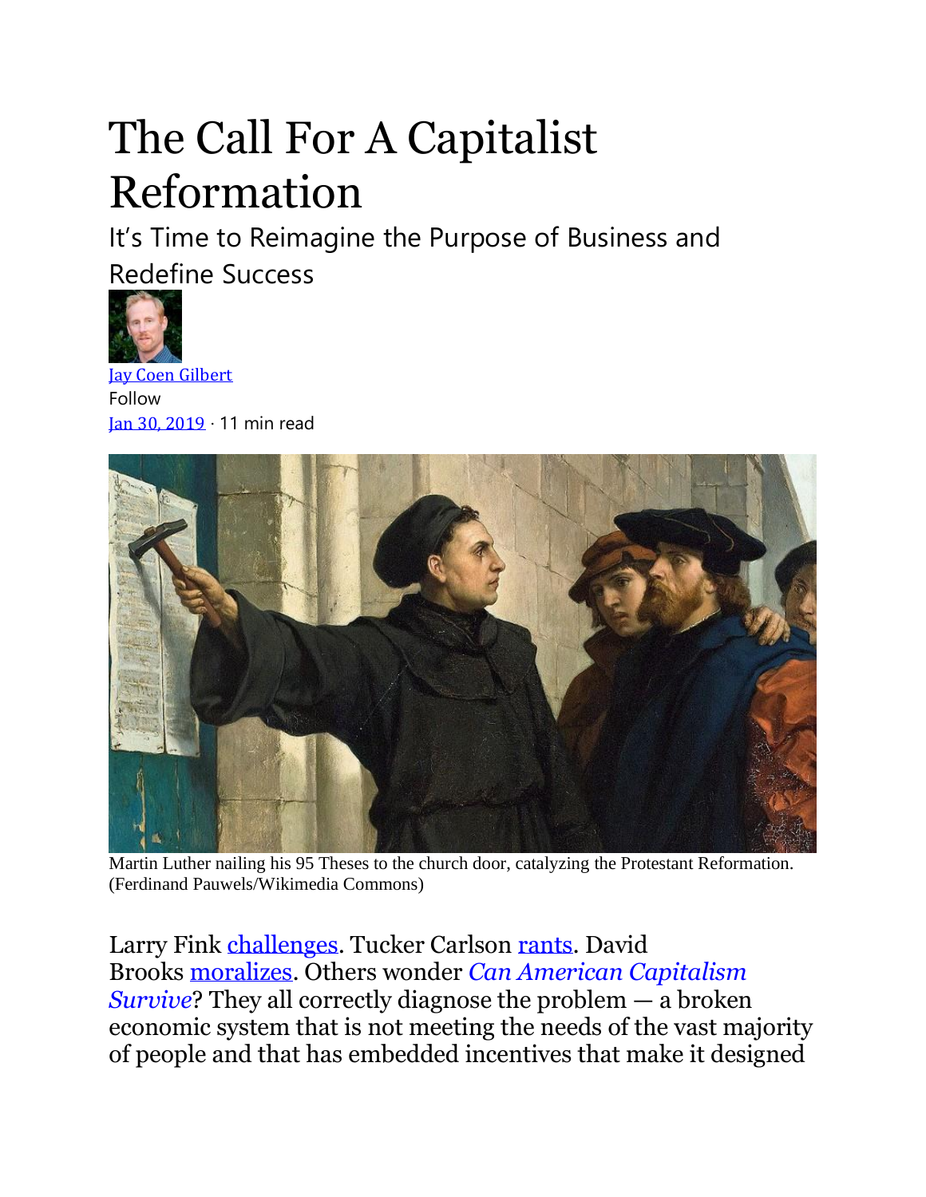# The Call For A Capitalist Reformation

## It's Time to Reimagine the Purpose of Business and Redefine Success

[Jay Coen Gilbert](#)

Follow

[Jan 30, 2019](#) · 11 min read

Martin Luther nailing his 95 Theses to the church door, catalyzing the Protestant Reformation. (Ferdinand Pauwels/Wikimedia Commons)

Larry Fink [challenges](#). Tucker Carlson [rants](#). David Brooks [moralizes](#). Others wonder [*Can American Capitalism Survive*](#)? They all correctly diagnose the problem — a broken economic system that is not meeting the needs of the vast majority of people and that has embedded incentives that make it designed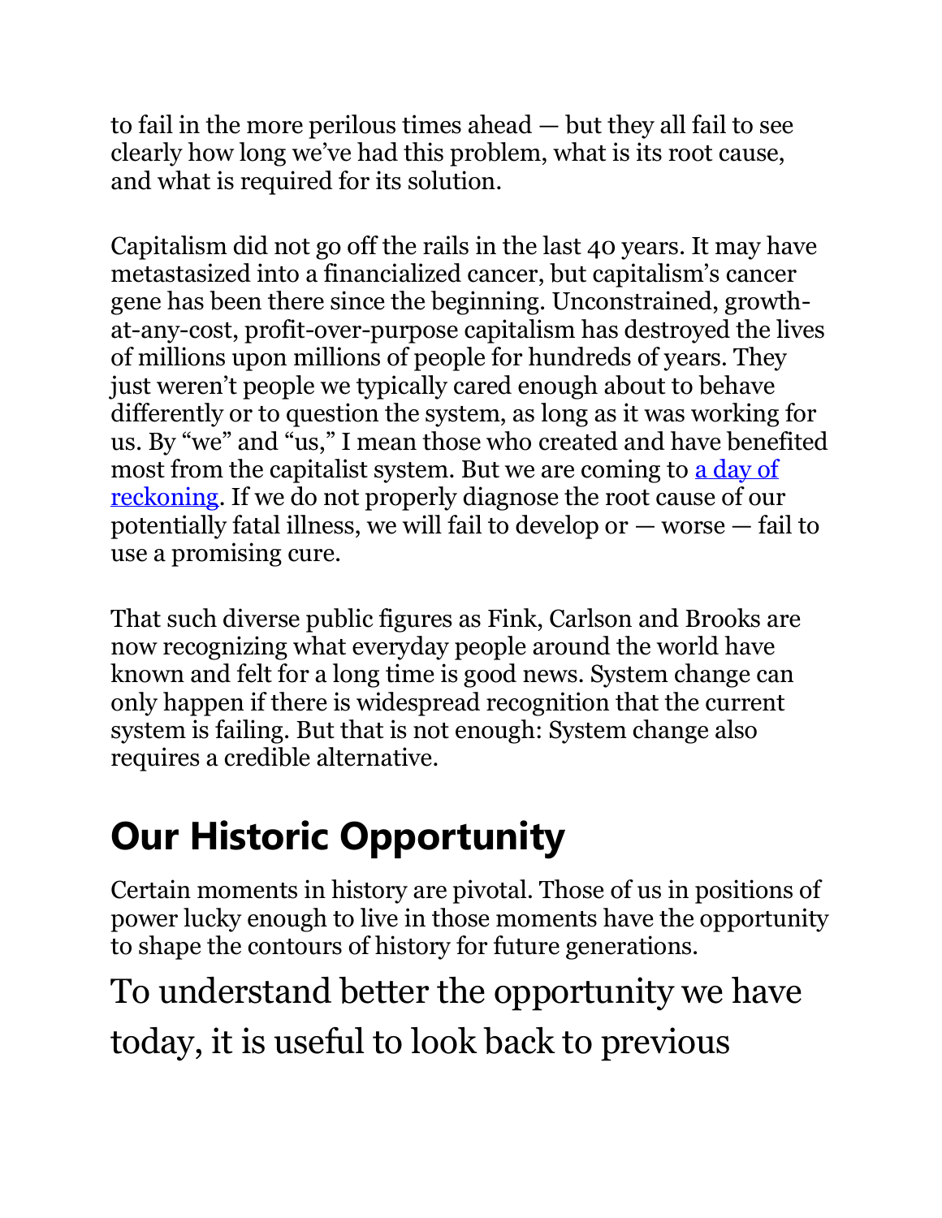to fail in the more perilous times ahead — but they all fail to see clearly how long we've had this problem, what is its root cause, and what is required for its solution.

Capitalism did not go off the rails in the last 40 years. It may have metastasized into a financialized cancer, but capitalism's cancer gene has been there since the beginning. Unconstrained, growth-at-any-cost, profit-over-purpose capitalism has destroyed the lives of millions upon millions of people for hundreds of years. They just weren't people we typically cared enough about to behave differently or to question the system, as long as it was working for us. By "we" and "us," I mean those who created and have benefited most from the capitalist system. But we are coming to a day of reckoning. If we do not properly diagnose the root cause of our potentially fatal illness, we will fail to develop or — worse — fail to use a promising cure.

That such diverse public figures as Fink, Carlson and Brooks are now recognizing what everyday people around the world have known and felt for a long time is good news. System change can only happen if there is widespread recognition that the current system is failing. But that is not enough: System change also requires a credible alternative.

## Our Historic Opportunity

Certain moments in history are pivotal. Those of us in positions of power lucky enough to live in those moments have the opportunity to shape the contours of history for future generations.

To understand better the opportunity we have today, it is useful to look back to previous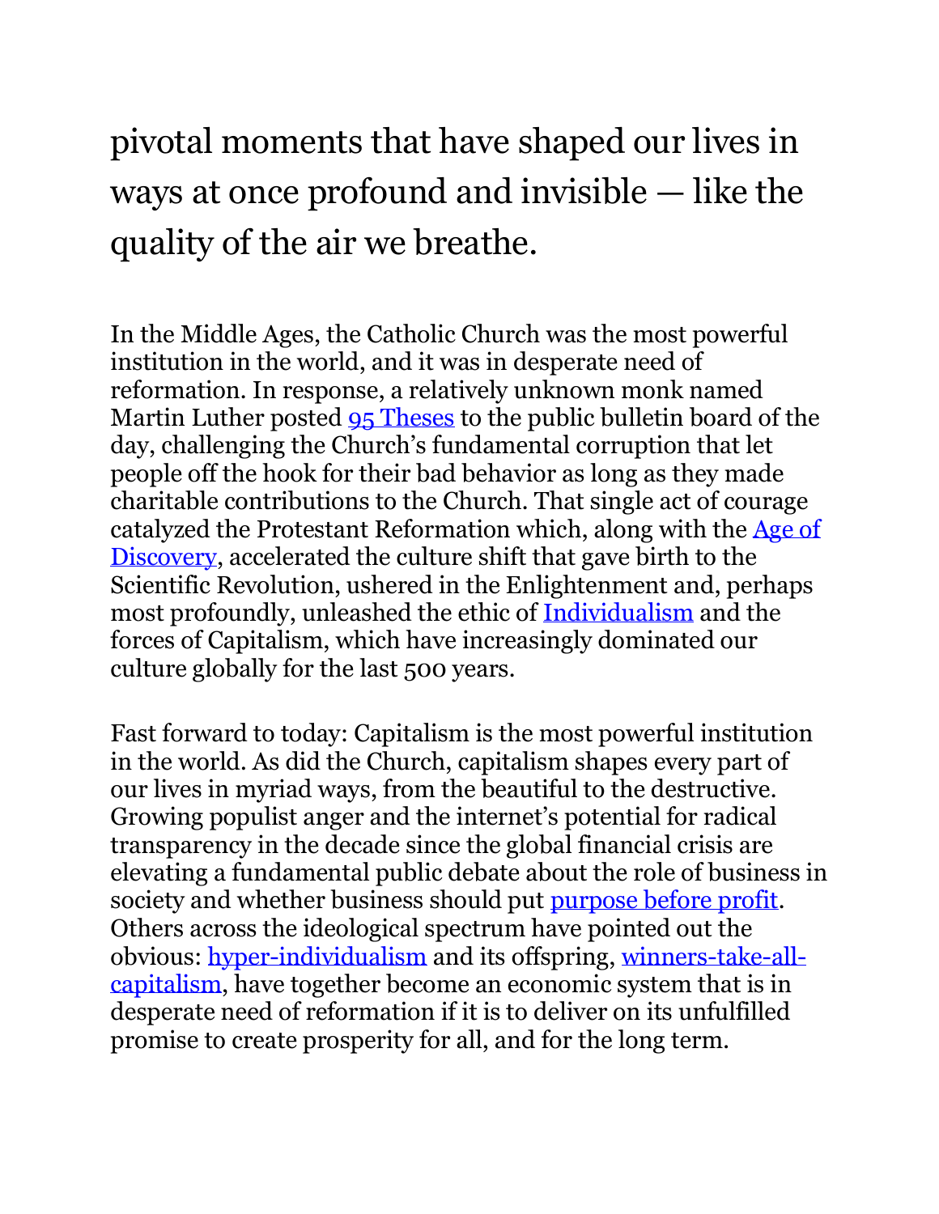pivotal moments that have shaped our lives in ways at once profound and invisible — like the quality of the air we breathe.

In the Middle Ages, the Catholic Church was the most powerful institution in the world, and it was in desperate need of reformation. In response, a relatively unknown monk named Martin Luther posted 95 Theses to the public bulletin board of the day, challenging the Church's fundamental corruption that let people off the hook for their bad behavior as long as they made charitable contributions to the Church. That single act of courage catalyzed the Protestant Reformation which, along with the Age of Discovery, accelerated the culture shift that gave birth to the Scientific Revolution, ushered in the Enlightenment and, perhaps most profoundly, unleashed the ethic of Individualism and the forces of Capitalism, which have increasingly dominated our culture globally for the last 500 years.

Fast forward to today: Capitalism is the most powerful institution in the world. As did the Church, capitalism shapes every part of our lives in myriad ways, from the beautiful to the destructive. Growing populist anger and the internet's potential for radical transparency in the decade since the global financial crisis are elevating a fundamental public debate about the role of business in society and whether business should put purpose before profit. Others across the ideological spectrum have pointed out the obvious: hyper-individualism and its offspring, winners-take-all-capitalism, have together become an economic system that is in desperate need of reformation if it is to deliver on its unfulfilled promise to create prosperity for all, and for the long term.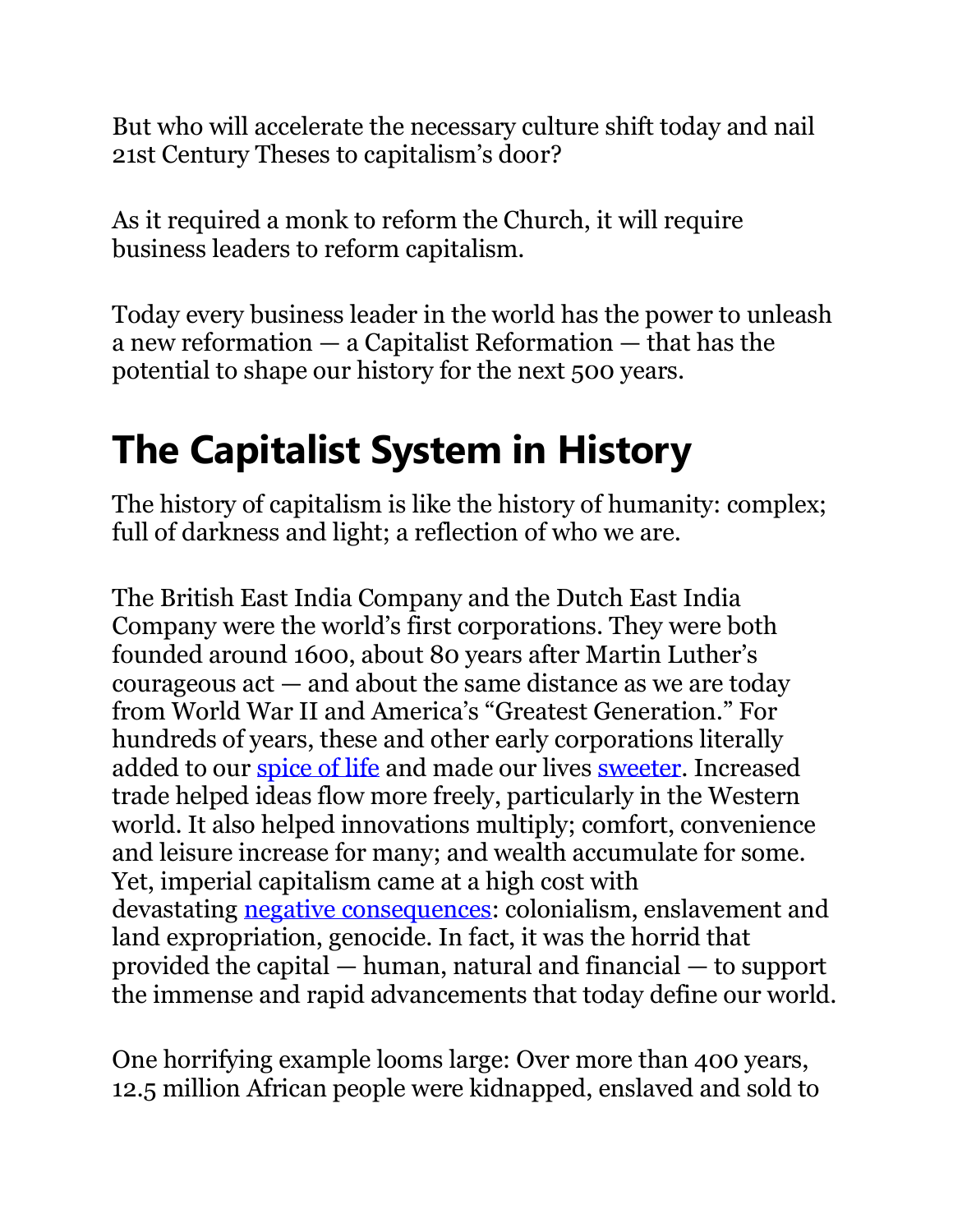But who will accelerate the necessary culture shift today and nail 21st Century Theses to capitalism's door?

As it required a monk to reform the Church, it will require business leaders to reform capitalism.

Today every business leader in the world has the power to unleash a new reformation — a Capitalist Reformation — that has the potential to shape our history for the next 500 years.

# The Capitalist System in History

The history of capitalism is like the history of humanity: complex; full of darkness and light; a reflection of who we are.

The British East India Company and the Dutch East India Company were the world's first corporations. They were both founded around 1600, about 80 years after Martin Luther's courageous act — and about the same distance as we are today from World War II and America's "Greatest Generation." For hundreds of years, these and other early corporations literally added to our spice of life and made our lives sweeter. Increased trade helped ideas flow more freely, particularly in the Western world. It also helped innovations multiply; comfort, convenience and leisure increase for many; and wealth accumulate for some. Yet, imperial capitalism came at a high cost with devastating negative consequences: colonialism, enslavement and land expropriation, genocide. In fact, it was the horrid that provided the capital — human, natural and financial — to support the immense and rapid advancements that today define our world.

One horrifying example looms large: Over more than 400 years, 12.5 million African people were kidnapped, enslaved and sold to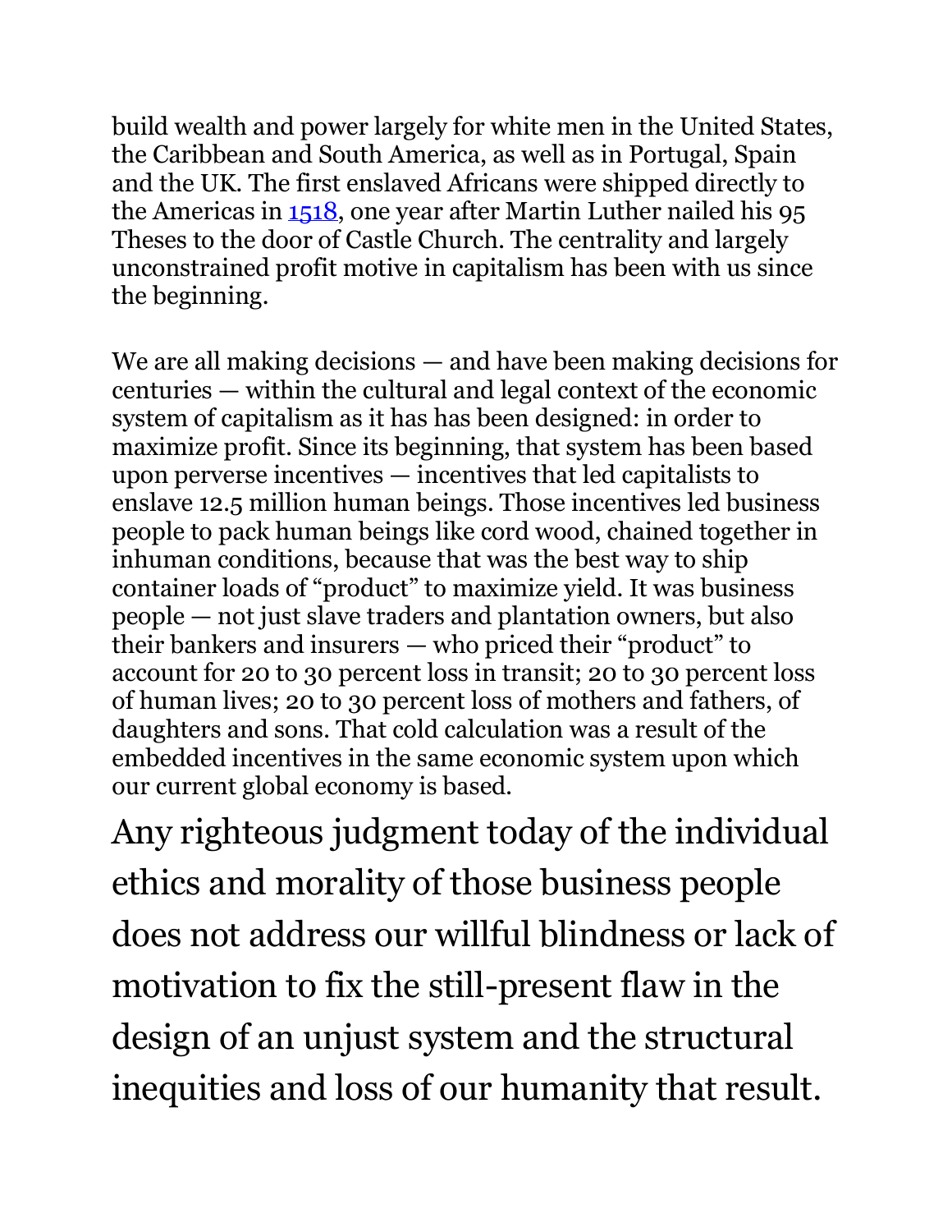build wealth and power largely for white men in the United States, the Caribbean and South America, as well as in Portugal, Spain and the UK. The first enslaved Africans were shipped directly to the Americas in [1518](), one year after Martin Luther nailed his 95 Theses to the door of Castle Church. The centrality and largely unconstrained profit motive in capitalism has been with us since the beginning.

We are all making decisions — and have been making decisions for centuries — within the cultural and legal context of the economic system of capitalism as it has has been designed: in order to maximize profit. Since its beginning, that system has been based upon perverse incentives — incentives that led capitalists to enslave 12.5 million human beings. Those incentives led business people to pack human beings like cord wood, chained together in inhuman conditions, because that was the best way to ship container loads of "product" to maximize yield. It was business people — not just slave traders and plantation owners, but also their bankers and insurers — who priced their "product" to account for 20 to 30 percent loss in transit; 20 to 30 percent loss of human lives; 20 to 30 percent loss of mothers and fathers, of daughters and sons. That cold calculation was a result of the embedded incentives in the same economic system upon which our current global economy is based.

> Any righteous judgment today of the individual ethics and morality of those business people does not address our willful blindness or lack of motivation to fix the still-present flaw in the design of an unjust system and the structural inequities and loss of our humanity that result.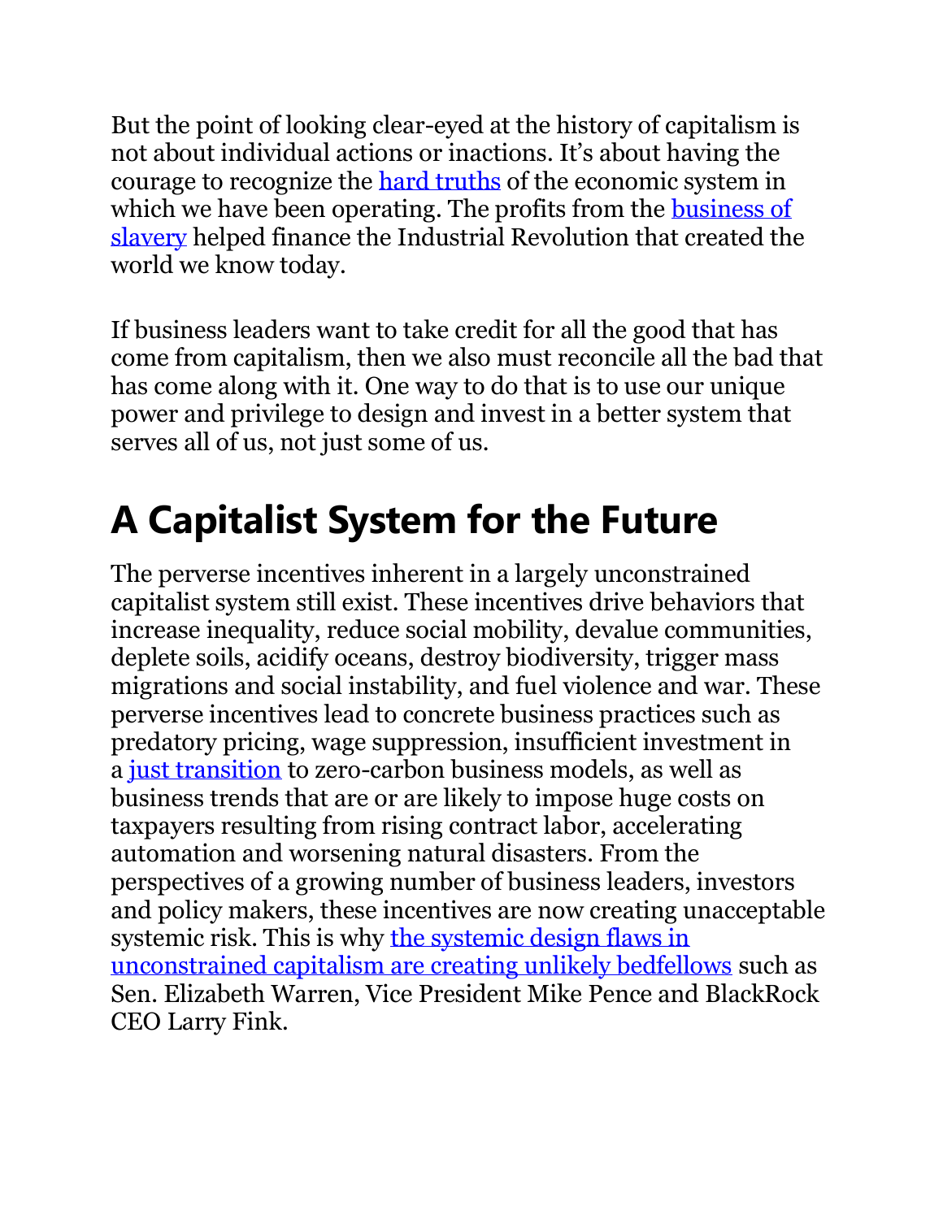But the point of looking clear-eyed at the history of capitalism is not about individual actions or inactions. It's about having the courage to recognize the hard truths of the economic system in which we have been operating. The profits from the business of slavery helped finance the Industrial Revolution that created the world we know today.

If business leaders want to take credit for all the good that has come from capitalism, then we also must reconcile all the bad that has come along with it. One way to do that is to use our unique power and privilege to design and invest in a better system that serves all of us, not just some of us.

## A Capitalist System for the Future

The perverse incentives inherent in a largely unconstrained capitalist system still exist. These incentives drive behaviors that increase inequality, reduce social mobility, devalue communities, deplete soils, acidify oceans, destroy biodiversity, trigger mass migrations and social instability, and fuel violence and war. These perverse incentives lead to concrete business practices such as predatory pricing, wage suppression, insufficient investment in a just transition to zero-carbon business models, as well as business trends that are or are likely to impose huge costs on taxpayers resulting from rising contract labor, accelerating automation and worsening natural disasters. From the perspectives of a growing number of business leaders, investors and policy makers, these incentives are now creating unacceptable systemic risk. This is why the systemic design flaws in unconstrained capitalism are creating unlikely bedfellows such as Sen. Elizabeth Warren, Vice President Mike Pence and BlackRock CEO Larry Fink.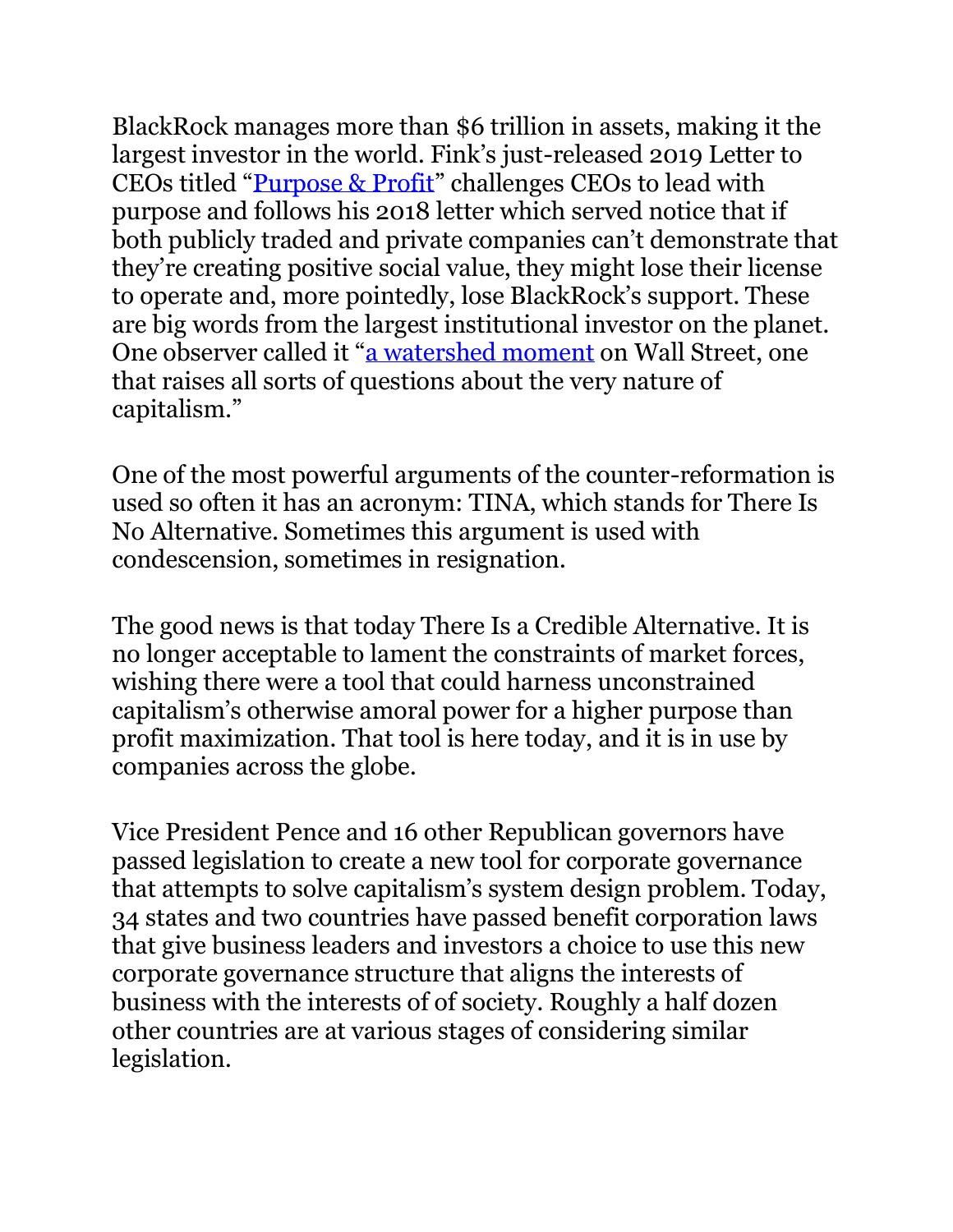BlackRock manages more than $6 trillion in assets, making it the largest investor in the world. Fink's just-released 2019 Letter to CEOs titled "[Purpose & Profit]" challenges CEOs to lead with purpose and follows his 2018 letter which served notice that if both publicly traded and private companies can't demonstrate that they're creating positive social value, they might lose their license to operate and, more pointedly, lose BlackRock's support. These are big words from the largest institutional investor on the planet. One observer called it "[a watershed moment] on Wall Street, one that raises all sorts of questions about the very nature of capitalism."

One of the most powerful arguments of the counter-reformation is used so often it has an acronym: TINA, which stands for There Is No Alternative. Sometimes this argument is used with condescension, sometimes in resignation.

The good news is that today There Is a Credible Alternative. It is no longer acceptable to lament the constraints of market forces, wishing there were a tool that could harness unconstrained capitalism's otherwise amoral power for a higher purpose than profit maximization. That tool is here today, and it is in use by companies across the globe.

Vice President Pence and 16 other Republican governors have passed legislation to create a new tool for corporate governance that attempts to solve capitalism's system design problem. Today, 34 states and two countries have passed benefit corporation laws that give business leaders and investors a choice to use this new corporate governance structure that aligns the interests of business with the interests of of society. Roughly a half dozen other countries are at various stages of considering similar legislation.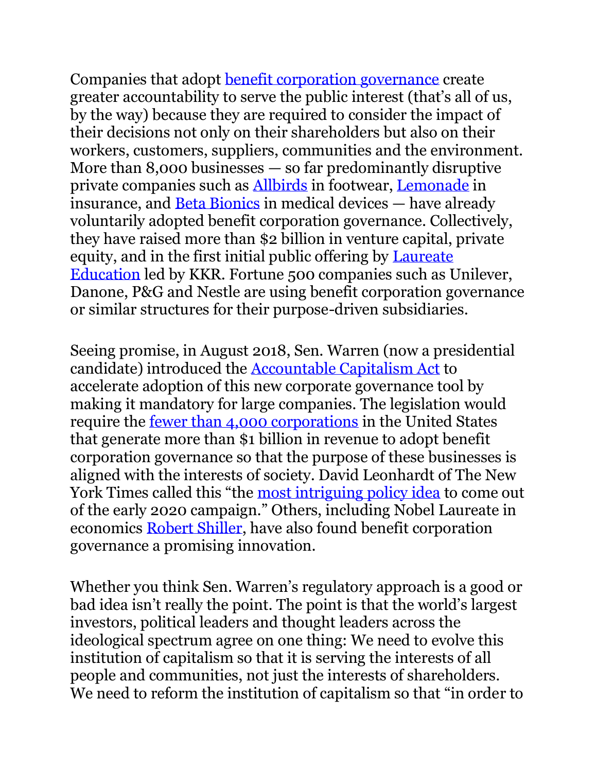Companies that adopt benefit corporation governance create greater accountability to serve the public interest (that's all of us, by the way) because they are required to consider the impact of their decisions not only on their shareholders but also on their workers, customers, suppliers, communities and the environment. More than 8,000 businesses — so far predominantly disruptive private companies such as Allbirds in footwear, Lemonade in insurance, and Beta Bionics in medical devices — have already voluntarily adopted benefit corporation governance. Collectively, they have raised more than $2 billion in venture capital, private equity, and in the first initial public offering by Laureate Education led by KKR. Fortune 500 companies such as Unilever, Danone, P&G and Nestle are using benefit corporation governance or similar structures for their purpose-driven subsidiaries.

Seeing promise, in August 2018, Sen. Warren (now a presidential candidate) introduced the Accountable Capitalism Act to accelerate adoption of this new corporate governance tool by making it mandatory for large companies. The legislation would require the fewer than 4,000 corporations in the United States that generate more than $1 billion in revenue to adopt benefit corporation governance so that the purpose of these businesses is aligned with the interests of society. David Leonhardt of The New York Times called this "the most intriguing policy idea to come out of the early 2020 campaign." Others, including Nobel Laureate in economics Robert Shiller, have also found benefit corporation governance a promising innovation.

Whether you think Sen. Warren's regulatory approach is a good or bad idea isn't really the point. The point is that the world's largest investors, political leaders and thought leaders across the ideological spectrum agree on one thing: We need to evolve this institution of capitalism so that it is serving the interests of all people and communities, not just the interests of shareholders. We need to reform the institution of capitalism so that "in order to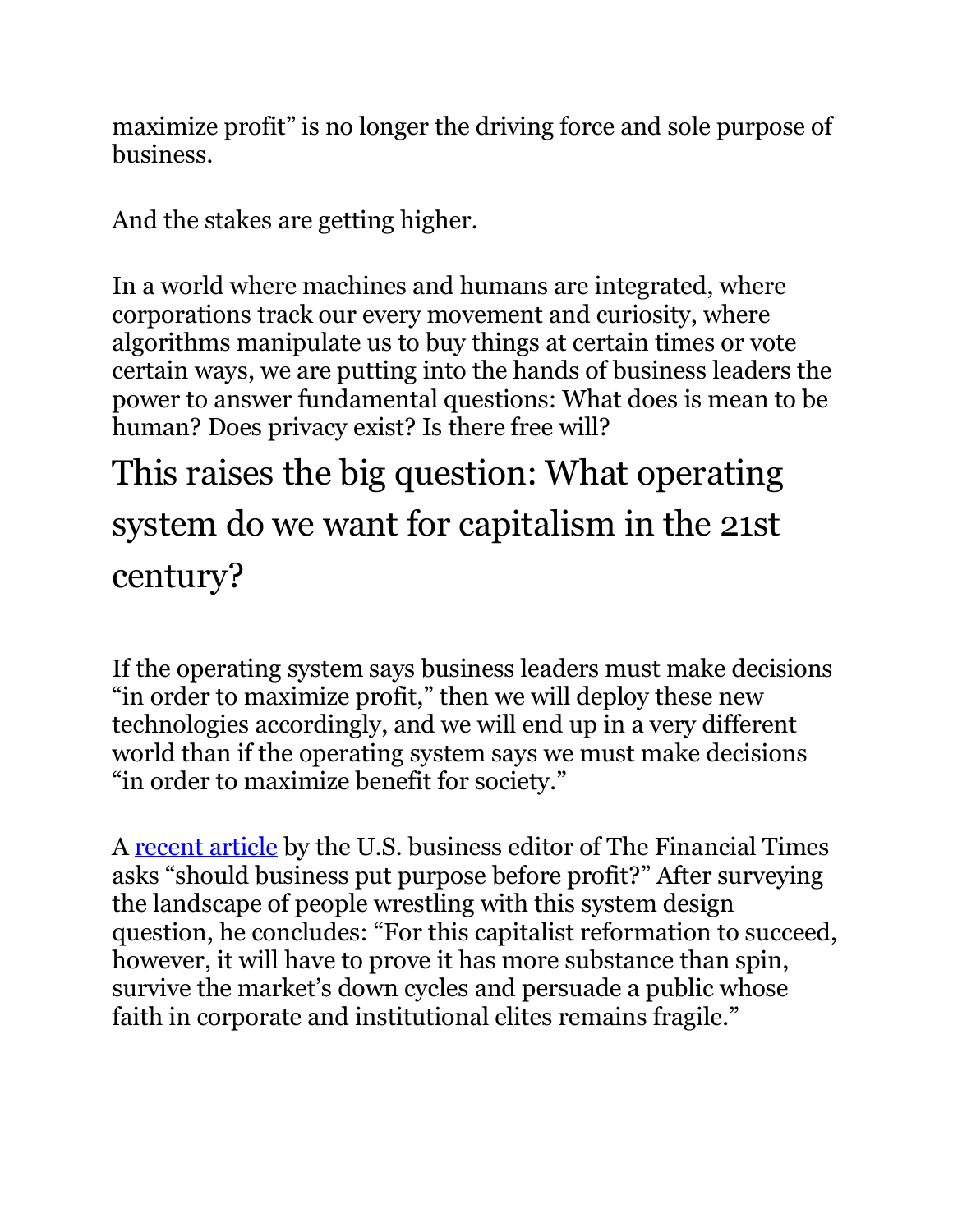maximize profit" is no longer the driving force and sole purpose of business.

And the stakes are getting higher.

In a world where machines and humans are integrated, where corporations track our every movement and curiosity, where algorithms manipulate us to buy things at certain times or vote certain ways, we are putting into the hands of business leaders the power to answer fundamental questions: What does is mean to be human? Does privacy exist? Is there free will?

## This raises the big question: What operating system do we want for capitalism in the 21st century?

If the operating system says business leaders must make decisions "in order to maximize profit," then we will deploy these new technologies accordingly, and we will end up in a very different world than if the operating system says we must make decisions "in order to maximize benefit for society."

A recent article by the U.S. business editor of The Financial Times asks "should business put purpose before profit?" After surveying the landscape of people wrestling with this system design question, he concludes: "For this capitalist reformation to succeed, however, it will have to prove it has more substance than spin, survive the market's down cycles and persuade a public whose faith in corporate and institutional elites remains fragile."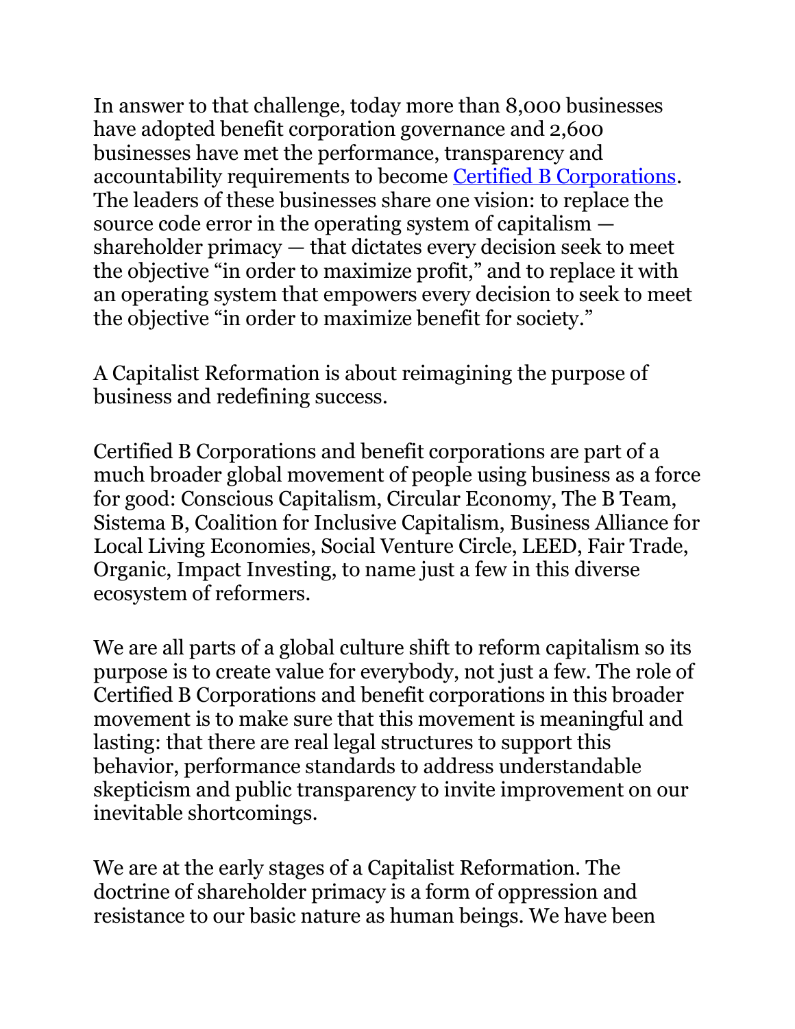In answer to that challenge, today more than 8,000 businesses have adopted benefit corporation governance and 2,600 businesses have met the performance, transparency and accountability requirements to become Certified B Corporations. The leaders of these businesses share one vision: to replace the source code error in the operating system of capitalism — shareholder primacy — that dictates every decision seek to meet the objective "in order to maximize profit," and to replace it with an operating system that empowers every decision to seek to meet the objective "in order to maximize benefit for society."

A Capitalist Reformation is about reimagining the purpose of business and redefining success.

Certified B Corporations and benefit corporations are part of a much broader global movement of people using business as a force for good: Conscious Capitalism, Circular Economy, The B Team, Sistema B, Coalition for Inclusive Capitalism, Business Alliance for Local Living Economies, Social Venture Circle, LEED, Fair Trade, Organic, Impact Investing, to name just a few in this diverse ecosystem of reformers.

We are all parts of a global culture shift to reform capitalism so its purpose is to create value for everybody, not just a few. The role of Certified B Corporations and benefit corporations in this broader movement is to make sure that this movement is meaningful and lasting: that there are real legal structures to support this behavior, performance standards to address understandable skepticism and public transparency to invite improvement on our inevitable shortcomings.

We are at the early stages of a Capitalist Reformation. The doctrine of shareholder primacy is a form of oppression and resistance to our basic nature as human beings. We have been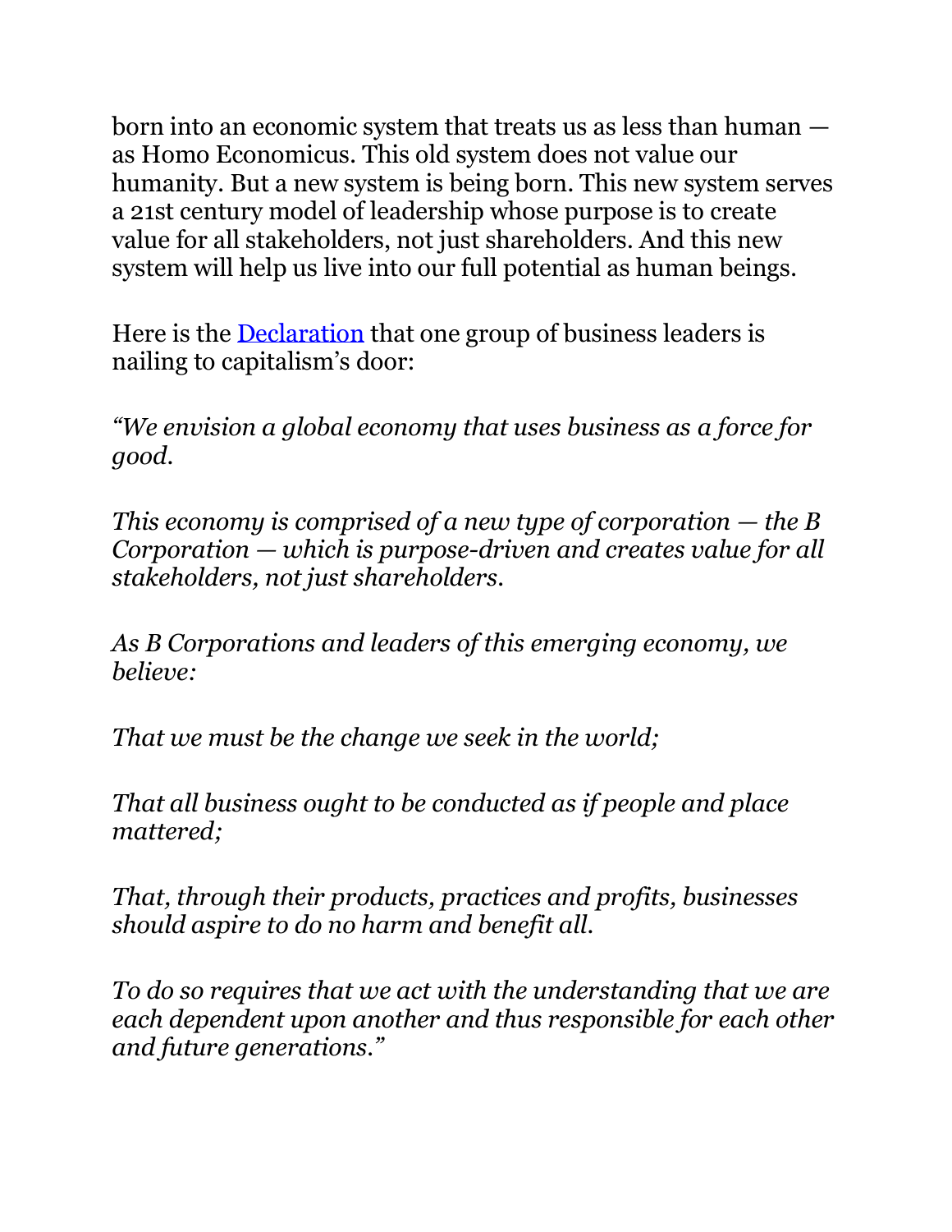born into an economic system that treats us as less than human — as Homo Economicus. This old system does not value our humanity. But a new system is being born. This new system serves a 21st century model of leadership whose purpose is to create value for all stakeholders, not just shareholders. And this new system will help us live into our full potential as human beings.

Here is the Declaration that one group of business leaders is nailing to capitalism's door:

*"We envision a global economy that uses business as a force for good.*

*This economy is comprised of a new type of corporation — the B Corporation — which is purpose-driven and creates value for all stakeholders, not just shareholders.*

*As B Corporations and leaders of this emerging economy, we believe:*

*That we must be the change we seek in the world;*

*That all business ought to be conducted as if people and place mattered;*

*That, through their products, practices and profits, businesses should aspire to do no harm and benefit all.*

*To do so requires that we act with the understanding that we are each dependent upon another and thus responsible for each other and future generations."*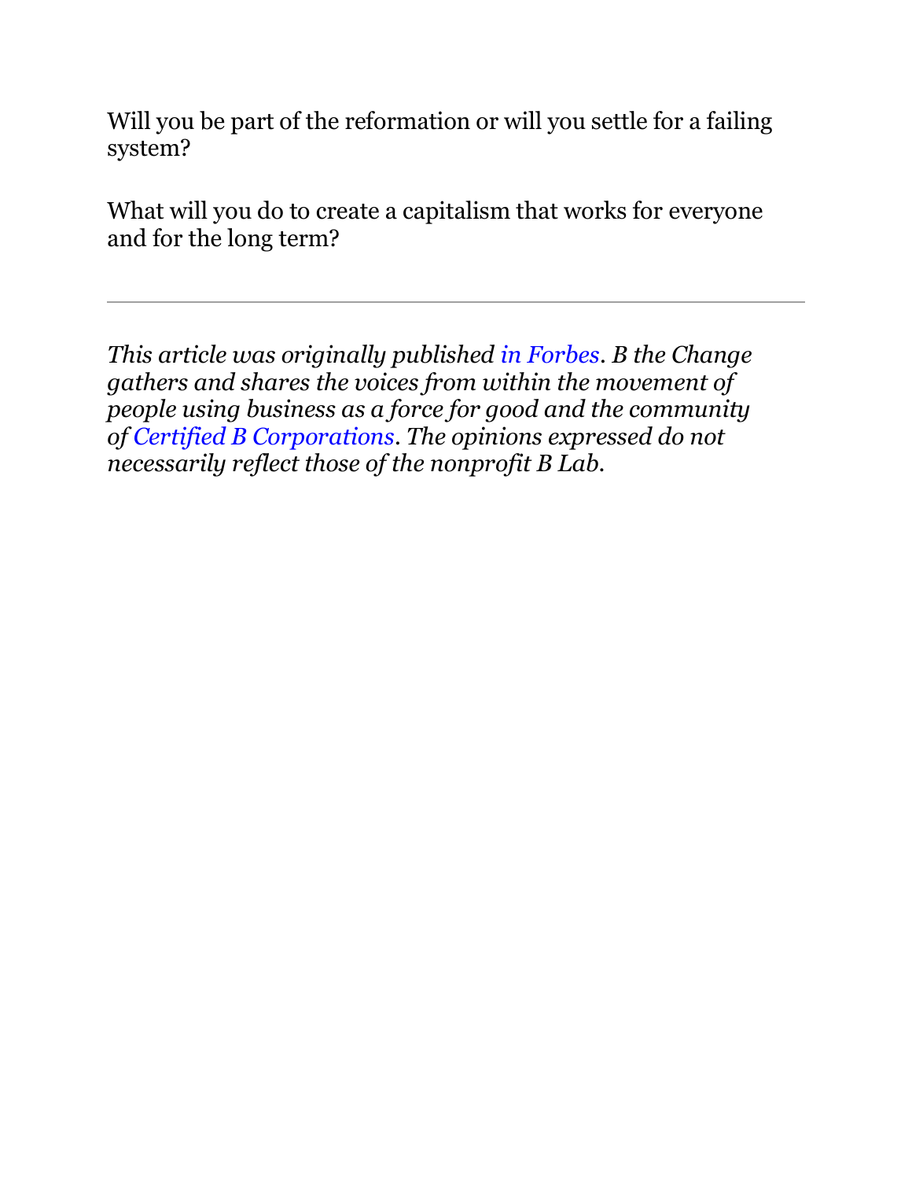Will you be part of the reformation or will you settle for a failing system?

What will you do to create a capitalism that works for everyone and for the long term?

---

*This article was originally published in Forbes. B the Change gathers and shares the voices from within the movement of people using business as a force for good and the community of Certified B Corporations. The opinions expressed do not necessarily reflect those of the nonprofit B Lab.*